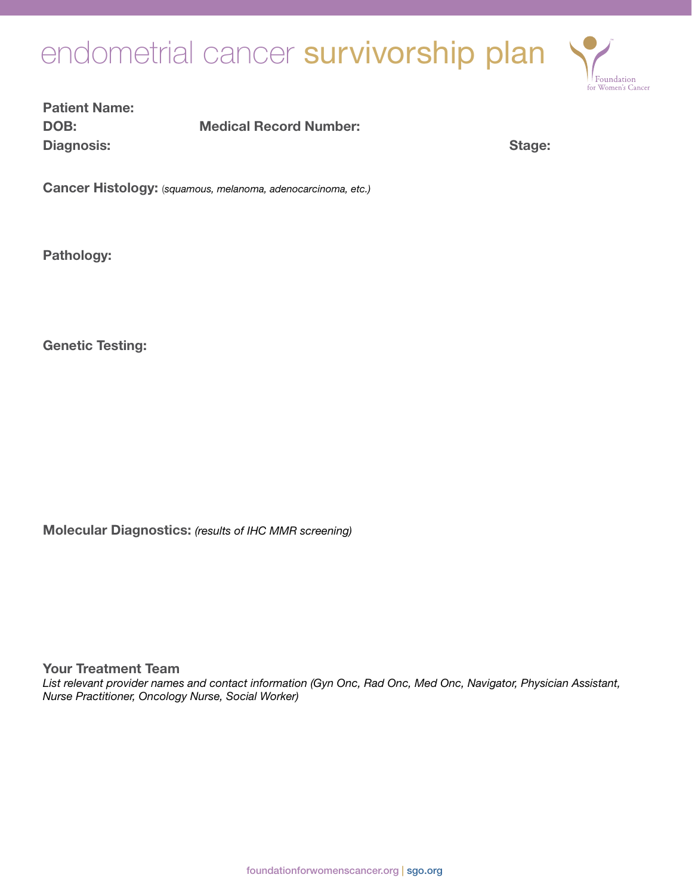# endometrial cancer survivorship plan

Foundation for Women's Cancer

**Patient Name:**

**DOB:** **Medical Record Number:**

**Diagnosis:** **Stage:**

**Cancer Histology:** (*squamous, melanoma, adenocarcinoma, etc.)*

**Pathology:**

**Genetic Testing:**

**Molecular Diagnostics:** *(results of IHC MMR screening)*

## Your Treatment Team

*List relevant provider names and contact information (Gyn Onc, Rad Onc, Med Onc, Navigator, Physician Assistant, Nurse Practitioner, Oncology Nurse, Social Worker)*

foundationforwomenscancer.org | sgo.org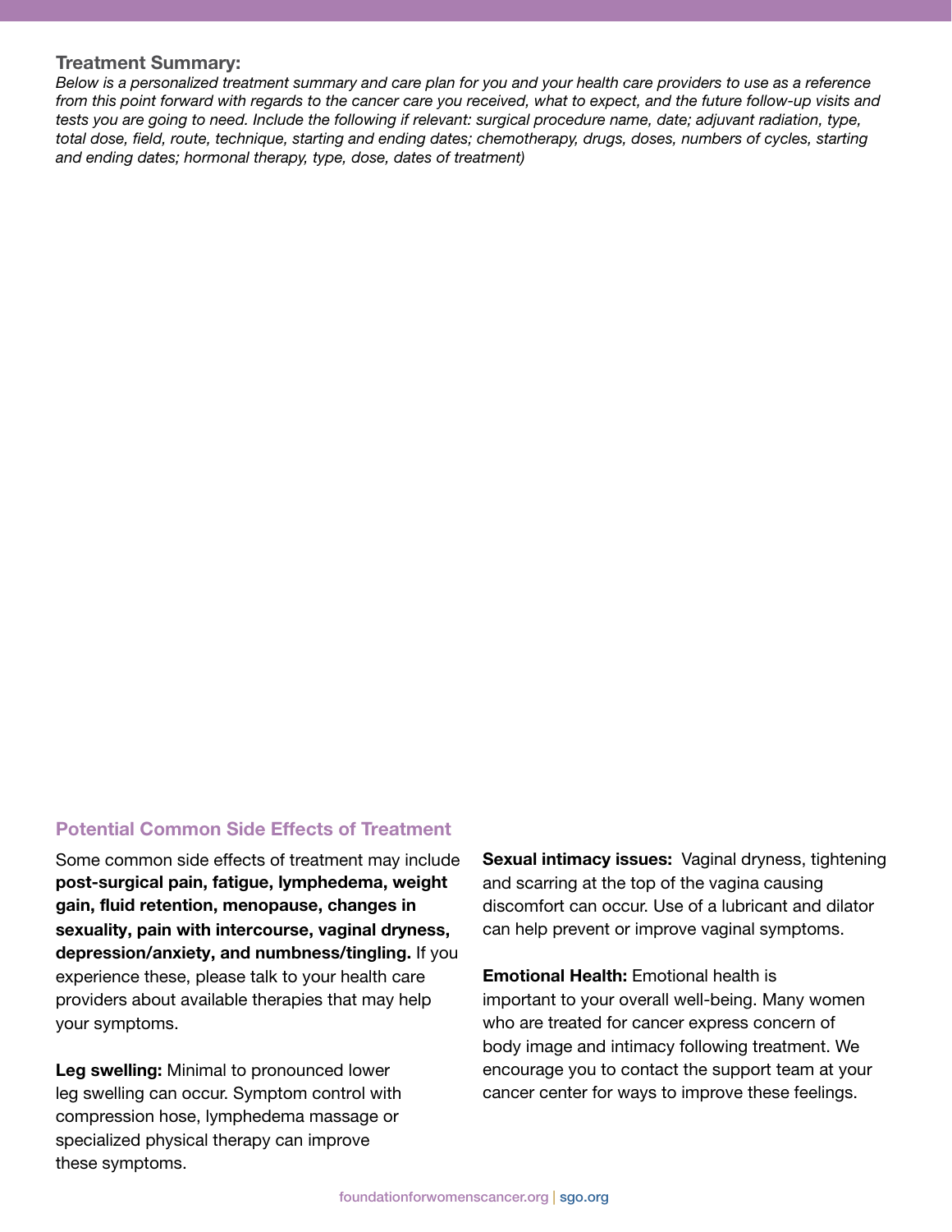## Treatment Summary:

*Below is a personalized treatment summary and care plan for you and your health care providers to use as a reference from this point forward with regards to the cancer care you received, what to expect, and the future follow-up visits and tests you are going to need. Include the following if relevant: surgical procedure name, date; adjuvant radiation, type, total dose, field, route, technique, starting and ending dates; chemotherapy, drugs, doses, numbers of cycles, starting and ending dates; hormonal therapy, type, dose, dates of treatment)*

## Potential Common Side Effects of Treatment

Some common side effects of treatment may include **post-surgical pain, fatigue, lymphedema, weight gain, fluid retention, menopause, changes in sexuality, pain with intercourse, vaginal dryness, depression/anxiety, and numbness/tingling.** If you experience these, please talk to your health care providers about available therapies that may help your symptoms.

**Leg swelling:** Minimal to pronounced lower leg swelling can occur. Symptom control with compression hose, lymphedema massage or specialized physical therapy can improve these symptoms.

**Sexual intimacy issues:** Vaginal dryness, tightening and scarring at the top of the vagina causing discomfort can occur. Use of a lubricant and dilator can help prevent or improve vaginal symptoms.

**Emotional Health:** Emotional health is important to your overall well-being. Many women who are treated for cancer express concern of body image and intimacy following treatment. We encourage you to contact the support team at your cancer center for ways to improve these feelings.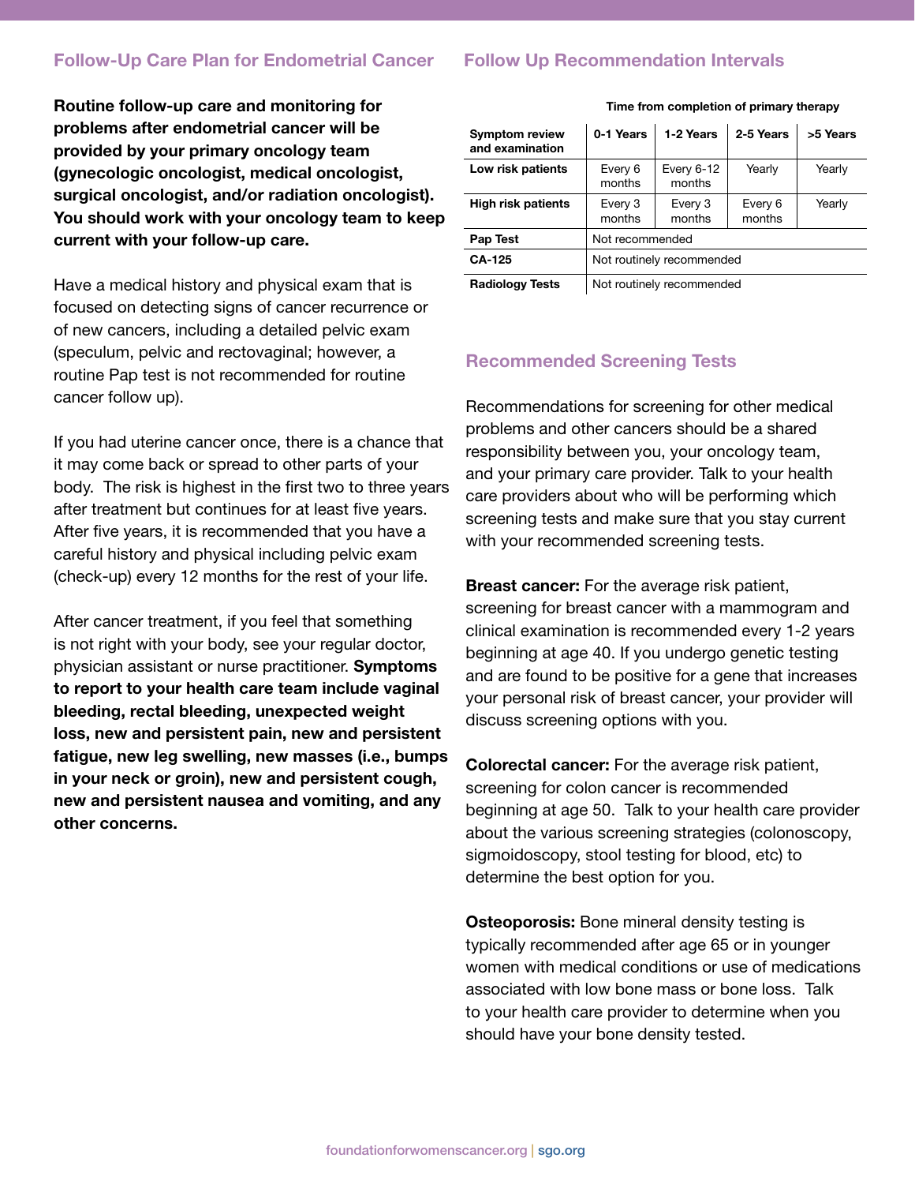## Follow-Up Care Plan for Endometrial Cancer

**Routine follow-up care and monitoring for problems after endometrial cancer will be provided by your primary oncology team (gynecologic oncologist, medical oncologist, surgical oncologist, and/or radiation oncologist). You should work with your oncology team to keep current with your follow-up care.**

Have a medical history and physical exam that is focused on detecting signs of cancer recurrence or of new cancers, including a detailed pelvic exam (speculum, pelvic and rectovaginal; however, a routine Pap test is not recommended for routine cancer follow up).

If you had uterine cancer once, there is a chance that it may come back or spread to other parts of your body. The risk is highest in the first two to three years after treatment but continues for at least five years. After five years, it is recommended that you have a careful history and physical including pelvic exam (check-up) every 12 months for the rest of your life.

After cancer treatment, if you feel that something is not right with your body, see your regular doctor, physician assistant or nurse practitioner. **Symptoms to report to your health care team include vaginal bleeding, rectal bleeding, unexpected weight loss, new and persistent pain, new and persistent fatigue, new leg swelling, new masses (i.e., bumps in your neck or groin), new and persistent cough, new and persistent nausea and vomiting, and any other concerns.**

## Follow Up Recommendation Intervals

| | Time from completion of primary therapy | | | |
|---|---|---|---|---|
| **Symptom review and examination** | **0-1 Years** | **1-2 Years** | **2-5 Years** | **>5 Years** |
| **Low risk patients** | Every 6 months | Every 6-12 months | Yearly | Yearly |
| **High risk patients** | Every 3 months | Every 3 months | Every 6 months | Yearly |
| **Pap Test** | Not recommended | | | |
| **CA-125** | Not routinely recommended | | | |
| **Radiology Tests** | Not routinely recommended | | | |

## Recommended Screening Tests

Recommendations for screening for other medical problems and other cancers should be a shared responsibility between you, your oncology team, and your primary care provider. Talk to your health care providers about who will be performing which screening tests and make sure that you stay current with your recommended screening tests.

**Breast cancer:** For the average risk patient, screening for breast cancer with a mammogram and clinical examination is recommended every 1-2 years beginning at age 40. If you undergo genetic testing and are found to be positive for a gene that increases your personal risk of breast cancer, your provider will discuss screening options with you.

**Colorectal cancer:** For the average risk patient, screening for colon cancer is recommended beginning at age 50. Talk to your health care provider about the various screening strategies (colonoscopy, sigmoidoscopy, stool testing for blood, etc) to determine the best option for you.

**Osteoporosis:** Bone mineral density testing is typically recommended after age 65 or in younger women with medical conditions or use of medications associated with low bone mass or bone loss. Talk to your health care provider to determine when you should have your bone density tested.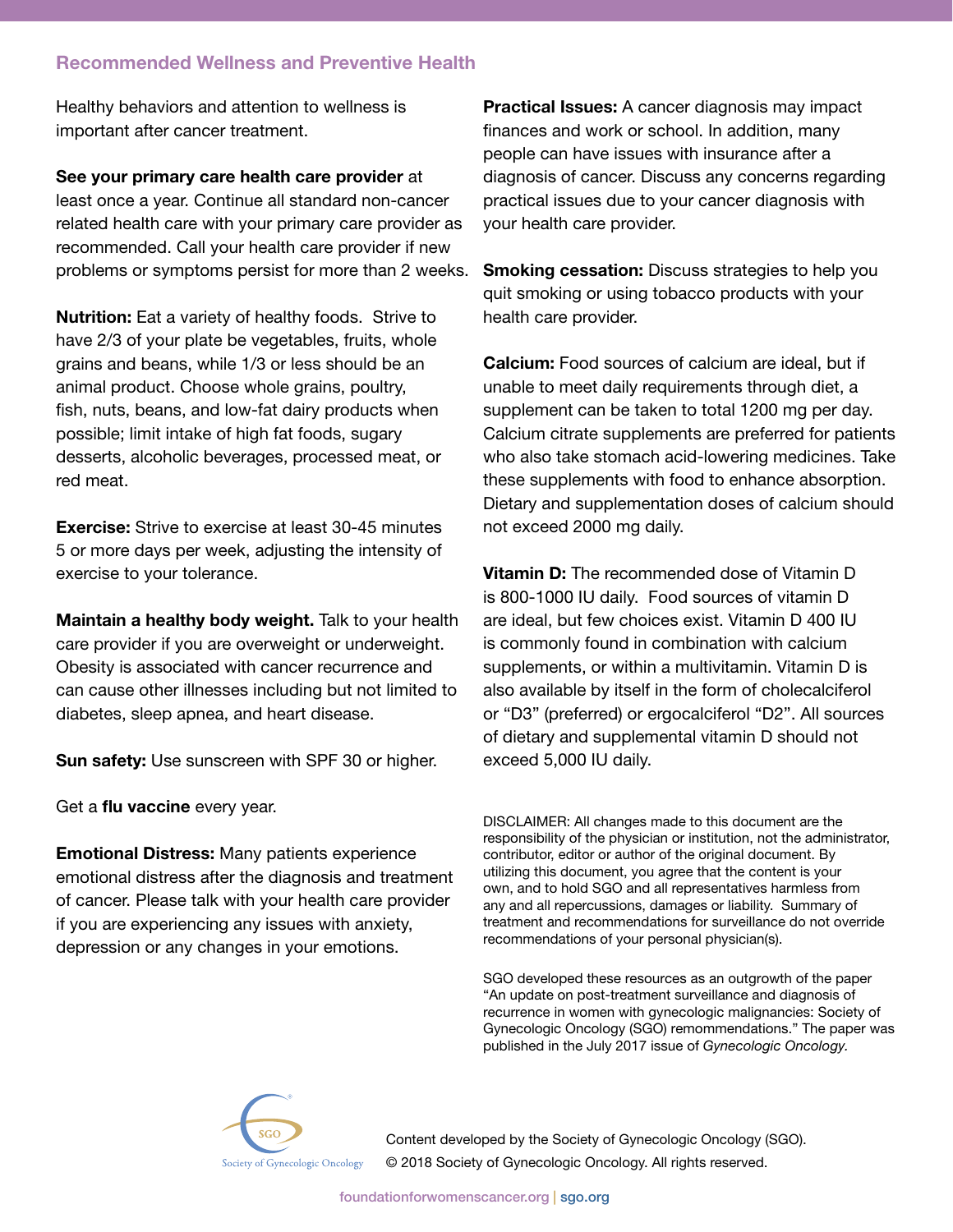## Recommended Wellness and Preventive Health

Healthy behaviors and attention to wellness is important after cancer treatment.

**See your primary care health care provider** at least once a year. Continue all standard non-cancer related health care with your primary care provider as recommended. Call your health care provider if new problems or symptoms persist for more than 2 weeks.

**Nutrition:** Eat a variety of healthy foods. Strive to have 2/3 of your plate be vegetables, fruits, whole grains and beans, while 1/3 or less should be an animal product. Choose whole grains, poultry, fish, nuts, beans, and low-fat dairy products when possible; limit intake of high fat foods, sugary desserts, alcoholic beverages, processed meat, or red meat.

**Exercise:** Strive to exercise at least 30-45 minutes 5 or more days per week, adjusting the intensity of exercise to your tolerance.

**Maintain a healthy body weight.** Talk to your health care provider if you are overweight or underweight. Obesity is associated with cancer recurrence and can cause other illnesses including but not limited to diabetes, sleep apnea, and heart disease.

**Sun safety:** Use sunscreen with SPF 30 or higher.

Get a **flu vaccine** every year.

**Emotional Distress:** Many patients experience emotional distress after the diagnosis and treatment of cancer. Please talk with your health care provider if you are experiencing any issues with anxiety, depression or any changes in your emotions.

**Practical Issues:** A cancer diagnosis may impact finances and work or school. In addition, many people can have issues with insurance after a diagnosis of cancer. Discuss any concerns regarding practical issues due to your cancer diagnosis with your health care provider.

**Smoking cessation:** Discuss strategies to help you quit smoking or using tobacco products with your health care provider.

**Calcium:** Food sources of calcium are ideal, but if unable to meet daily requirements through diet, a supplement can be taken to total 1200 mg per day. Calcium citrate supplements are preferred for patients who also take stomach acid-lowering medicines. Take these supplements with food to enhance absorption. Dietary and supplementation doses of calcium should not exceed 2000 mg daily.

**Vitamin D:** The recommended dose of Vitamin D is 800-1000 IU daily. Food sources of vitamin D are ideal, but few choices exist. Vitamin D 400 IU is commonly found in combination with calcium supplements, or within a multivitamin. Vitamin D is also available by itself in the form of cholecalciferol or "D3" (preferred) or ergocalciferol "D2". All sources of dietary and supplemental vitamin D should not exceed 5,000 IU daily.

DISCLAIMER: All changes made to this document are the responsibility of the physician or institution, not the administrator, contributor, editor or author of the original document. By utilizing this document, you agree that the content is your own, and to hold SGO and all representatives harmless from any and all repercussions, damages or liability. Summary of treatment and recommendations for surveillance do not override recommendations of your personal physician(s).

SGO developed these resources as an outgrowth of the paper "An update on post-treatment surveillance and diagnosis of recurrence in women with gynecologic malignancies: Society of Gynecologic Oncology (SGO) remommendations." The paper was published in the July 2017 issue of *Gynecologic Oncology.*

SGO Society of Gynecologic Oncology

Content developed by the Society of Gynecologic Oncology (SGO).
© 2018 Society of Gynecologic Oncology. All rights reserved.

foundationforwomenscancer.org | sgo.org